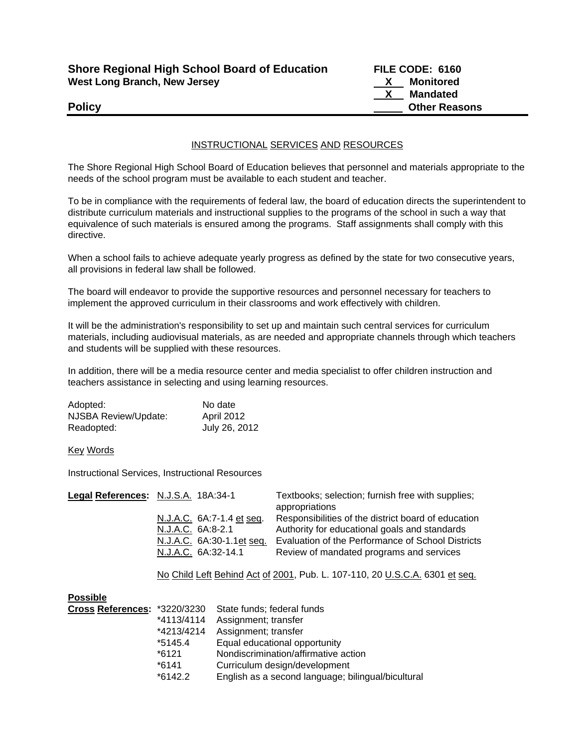**Shore Regional High School Board of Education** **FILE CODE: 6160**
**West Long Branch, New Jersey**

X Monitored
X Mandated
___ Other Reasons

**Policy**

## INSTRUCTIONAL SERVICES AND RESOURCES

The Shore Regional High School Board of Education believes that personnel and materials appropriate to the needs of the school program must be available to each student and teacher.

To be in compliance with the requirements of federal law, the board of education directs the superintendent to distribute curriculum materials and instructional supplies to the programs of the school in such a way that equivalence of such materials is ensured among the programs. Staff assignments shall comply with this directive.

When a school fails to achieve adequate yearly progress as defined by the state for two consecutive years, all provisions in federal law shall be followed.

The board will endeavor to provide the supportive resources and personnel necessary for teachers to implement the approved curriculum in their classrooms and work effectively with children.

It will be the administration's responsibility to set up and maintain such central services for curriculum materials, including audiovisual materials, as are needed and appropriate channels through which teachers and students will be supplied with these resources.

In addition, there will be a media resource center and media specialist to offer children instruction and teachers assistance in selecting and using learning resources.

| | |
|---|---|
| Adopted: | No date |
| NJSBA Review/Update: | April 2012 |
| Readopted: | July 26, 2012 |

Key Words

Instructional Services, Instructional Resources

**Legal References:**

| | |
|---|---|
| N.J.S.A. 18A:34-1 | Textbooks; selection; furnish free with supplies; appropriations |
| N.J.A.C. 6A:7-1.4 et seq. | Responsibilities of the district board of education |
| N.J.A.C. 6A:8-2.1 | Authority for educational goals and standards |
| N.J.A.C. 6A:30-1.1et seq. | Evaluation of the Performance of School Districts |
| N.J.A.C. 6A:32-14.1 | Review of mandated programs and services |

No Child Left Behind Act of 2001, Pub. L. 107-110, 20 U.S.C.A. 6301 et seq.

**Possible Cross References:**

| | |
|---|---|
| *3220/3230 | State funds; federal funds |
| *4113/4114 | Assignment; transfer |
| *4213/4214 | Assignment; transfer |
| *5145.4 | Equal educational opportunity |
| *6121 | Nondiscrimination/affirmative action |
| *6141 | Curriculum design/development |
| *6142.2 | English as a second language; bilingual/bicultural |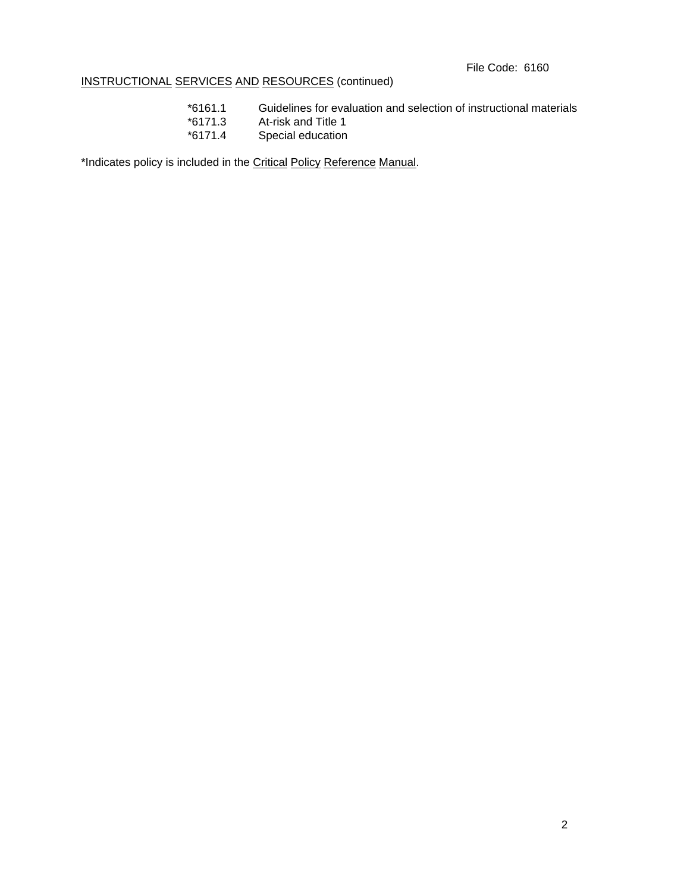File Code: 6160

INSTRUCTIONAL SERVICES AND RESOURCES (continued)

| | |
|---|---|
| *6161.1 | Guidelines for evaluation and selection of instructional materials |
| *6171.3 | At-risk and Title 1 |
| *6171.4 | Special education |

*Indicates policy is included in the Critical Policy Reference Manual.